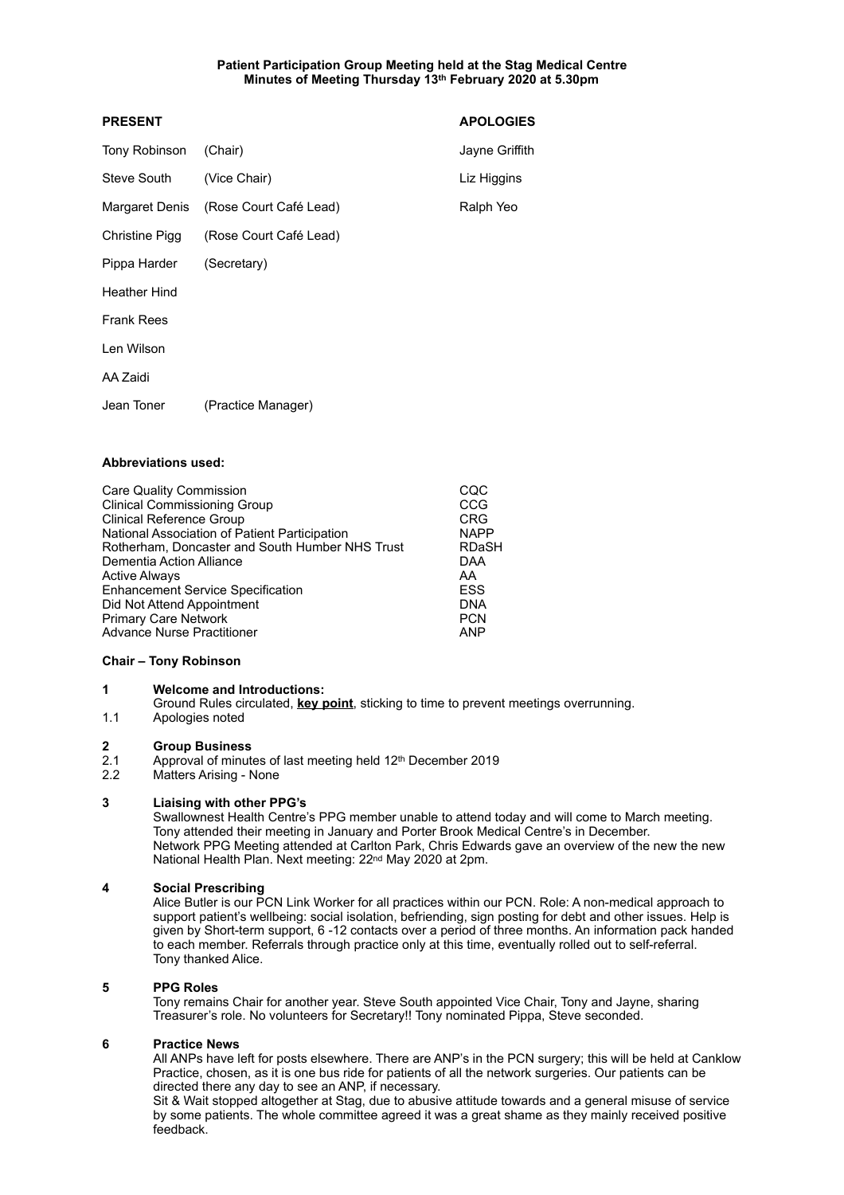**Patient Participation Group Meeting held at the Stag Medical Centre**
**Minutes of Meeting Thursday 13th February 2020 at 5.30pm**

| **PRESENT** | | **APOLOGIES** |
|---|---|---|
| Tony Robinson | (Chair) | Jayne Griffith |
| Steve South | (Vice Chair) | Liz Higgins |
| Margaret Denis | (Rose Court Café Lead) | Ralph Yeo |
| Christine Pigg | (Rose Court Café Lead) | |
| Pippa Harder | (Secretary) | |
| Heather Hind | | |
| Frank Rees | | |
| Len Wilson | | |
| AA Zaidi | | |
| Jean Toner | (Practice Manager) | |

**Abbreviations used:**

| | |
|---|---|
| Care Quality Commission | CQC |
| Clinical Commissioning Group | CCG |
| Clinical Reference Group | CRG |
| National Association of Patient Participation | NAPP |
| Rotherham, Doncaster and South Humber NHS Trust | RDaSH |
| Dementia Action Alliance | DAA |
| Active Always | AA |
| Enhancement Service Specification | ESS |
| Did Not Attend Appointment | DNA |
| Primary Care Network | PCN |
| Advance Nurse Practitioner | ANP |

**Chair – Tony Robinson**

**1 Welcome and Introductions:**
Ground Rules circulated, **key point**, sticking to time to prevent meetings overrunning.

1.1 Apologies noted

**2 Group Business**

2.1 Approval of minutes of last meeting held 12th December 2019

2.2 Matters Arising - None

**3 Liaising with other PPG's**
Swallownest Health Centre's PPG member unable to attend today and will come to March meeting. Tony attended their meeting in January and Porter Brook Medical Centre's in December.
Network PPG Meeting attended at Carlton Park, Chris Edwards gave an overview of the new the new National Health Plan. Next meeting: 22nd May 2020 at 2pm.

**4 Social Prescribing**
Alice Butler is our PCN Link Worker for all practices within our PCN. Role: A non-medical approach to support patient's wellbeing: social isolation, befriending, sign posting for debt and other issues. Help is given by Short-term support, 6 -12 contacts over a period of three months. An information pack handed to each member. Referrals through practice only at this time, eventually rolled out to self-referral.
Tony thanked Alice.

**5 PPG Roles**
Tony remains Chair for another year. Steve South appointed Vice Chair, Tony and Jayne, sharing Treasurer's role. No volunteers for Secretary!! Tony nominated Pippa, Steve seconded.

**6 Practice News**
All ANPs have left for posts elsewhere. There are ANP's in the PCN surgery; this will be held at Canklow Practice, chosen, as it is one bus ride for patients of all the network surgeries. Our patients can be directed there any day to see an ANP, if necessary.
Sit & Wait stopped altogether at Stag, due to abusive attitude towards and a general misuse of service by some patients. The whole committee agreed it was a great shame as they mainly received positive feedback.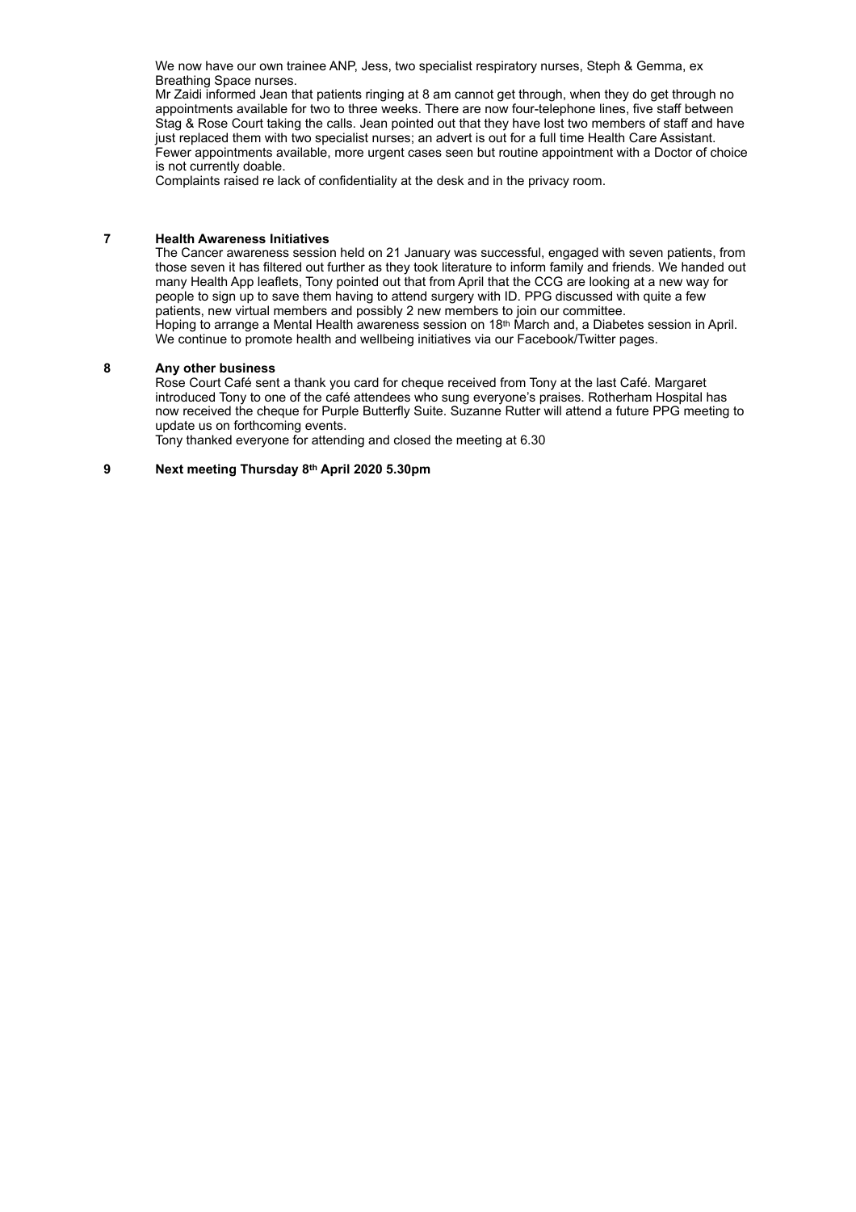We now have our own trainee ANP, Jess, two specialist respiratory nurses, Steph & Gemma, ex Breathing Space nurses.

Mr Zaidi informed Jean that patients ringing at 8 am cannot get through, when they do get through no appointments available for two to three weeks. There are now four-telephone lines, five staff between Stag & Rose Court taking the calls. Jean pointed out that they have lost two members of staff and have just replaced them with two specialist nurses; an advert is out for a full time Health Care Assistant. Fewer appointments available, more urgent cases seen but routine appointment with a Doctor of choice is not currently doable.

Complaints raised re lack of confidentiality at the desk and in the privacy room.

## 7 Health Awareness Initiatives

The Cancer awareness session held on 21 January was successful, engaged with seven patients, from those seven it has filtered out further as they took literature to inform family and friends. We handed out many Health App leaflets, Tony pointed out that from April that the CCG are looking at a new way for people to sign up to save them having to attend surgery with ID. PPG discussed with quite a few patients, new virtual members and possibly 2 new members to join our committee.

Hoping to arrange a Mental Health awareness session on 18th March and, a Diabetes session in April. We continue to promote health and wellbeing initiatives via our Facebook/Twitter pages.

## 8 Any other business

Rose Court Café sent a thank you card for cheque received from Tony at the last Café. Margaret introduced Tony to one of the café attendees who sung everyone's praises. Rotherham Hospital has now received the cheque for Purple Butterfly Suite. Suzanne Rutter will attend a future PPG meeting to update us on forthcoming events.

Tony thanked everyone for attending and closed the meeting at 6.30

## 9 Next meeting Thursday 8th April 2020 5.30pm